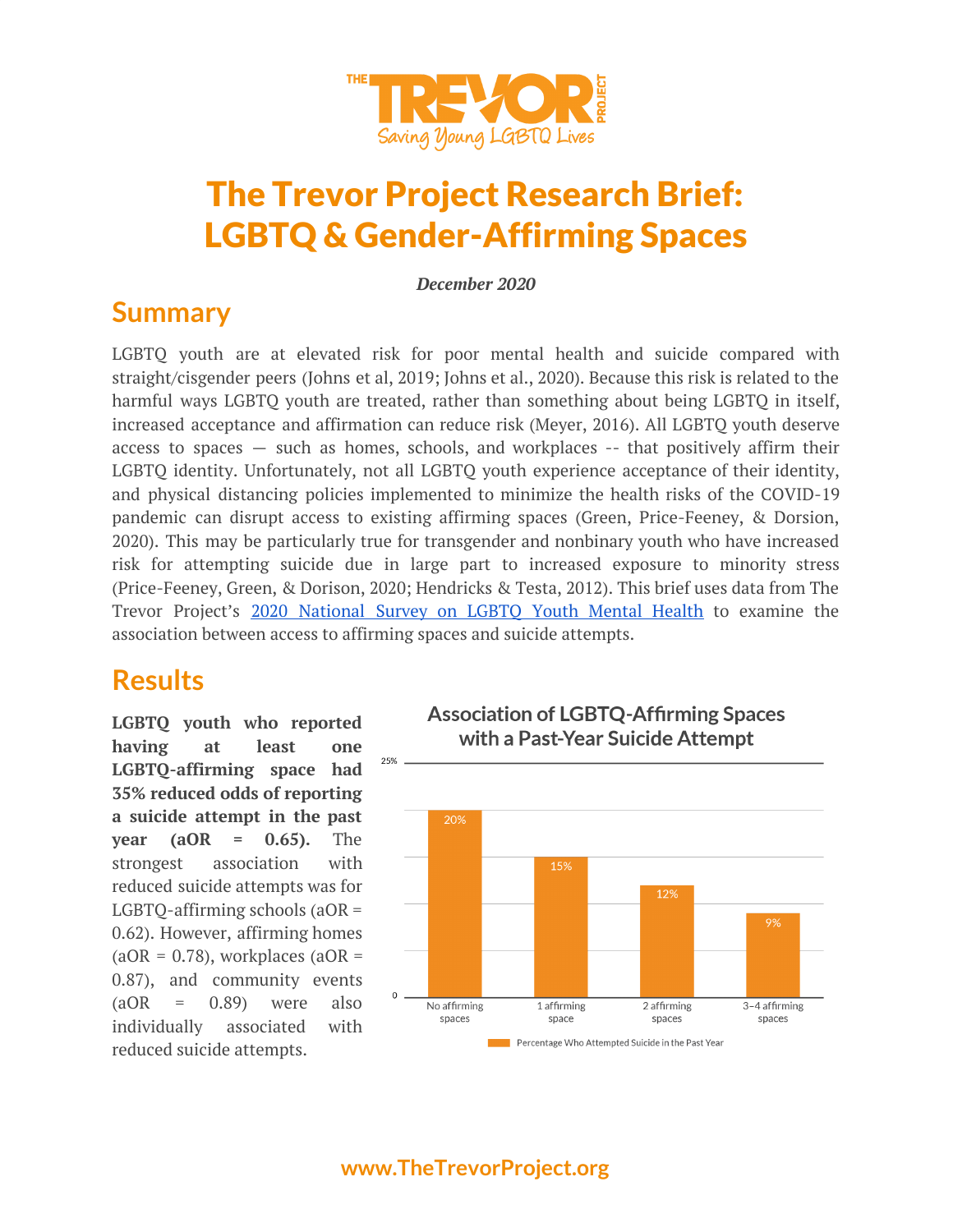# The Trevor Project Research Brief: LGBTQ & Gender-Affirming Spaces

***December 2020***

## Summary

LGBTQ youth are at elevated risk for poor mental health and suicide compared with straight/cisgender peers (Johns et al, 2019; Johns et al., 2020). Because this risk is related to the harmful ways LGBTQ youth are treated, rather than something about being LGBTQ in itself, increased acceptance and affirmation can reduce risk (Meyer, 2016). All LGBTQ youth deserve access to spaces — such as homes, schools, and workplaces -- that positively affirm their LGBTQ identity. Unfortunately, not all LGBTQ youth experience acceptance of their identity, and physical distancing policies implemented to minimize the health risks of the COVID-19 pandemic can disrupt access to existing affirming spaces (Green, Price-Feeney, & Dorsion, 2020). This may be particularly true for transgender and nonbinary youth who have increased risk for attempting suicide due in large part to increased exposure to minority stress (Price-Feeney, Green, & Dorison, 2020; Hendricks & Testa, 2012). This brief uses data from The Trevor Project's [2020 National Survey on LGBTQ Youth Mental Health] to examine the association between access to affirming spaces and suicide attempts.

## Results

**LGBTQ youth who reported having at least one LGBTQ-affirming space had 35% reduced odds of reporting a suicide attempt in the past year (aOR = 0.65).** The strongest association with reduced suicide attempts was for LGBTQ-affirming schools (aOR = 0.62). However, affirming homes (aOR = 0.78), workplaces (aOR = 0.87), and community events (aOR = 0.89) were also individually associated with reduced suicide attempts.

**Association of LGBTQ-Affirming Spaces with a Past-Year Suicide Attempt**

| | Percentage Who Attempted Suicide in the Past Year |
|---|---|
| No affirming spaces | 20% |
| 1 affirming space | 15% |
| 2 affirming spaces | 12% |
| 3–4 affirming spaces | 9% |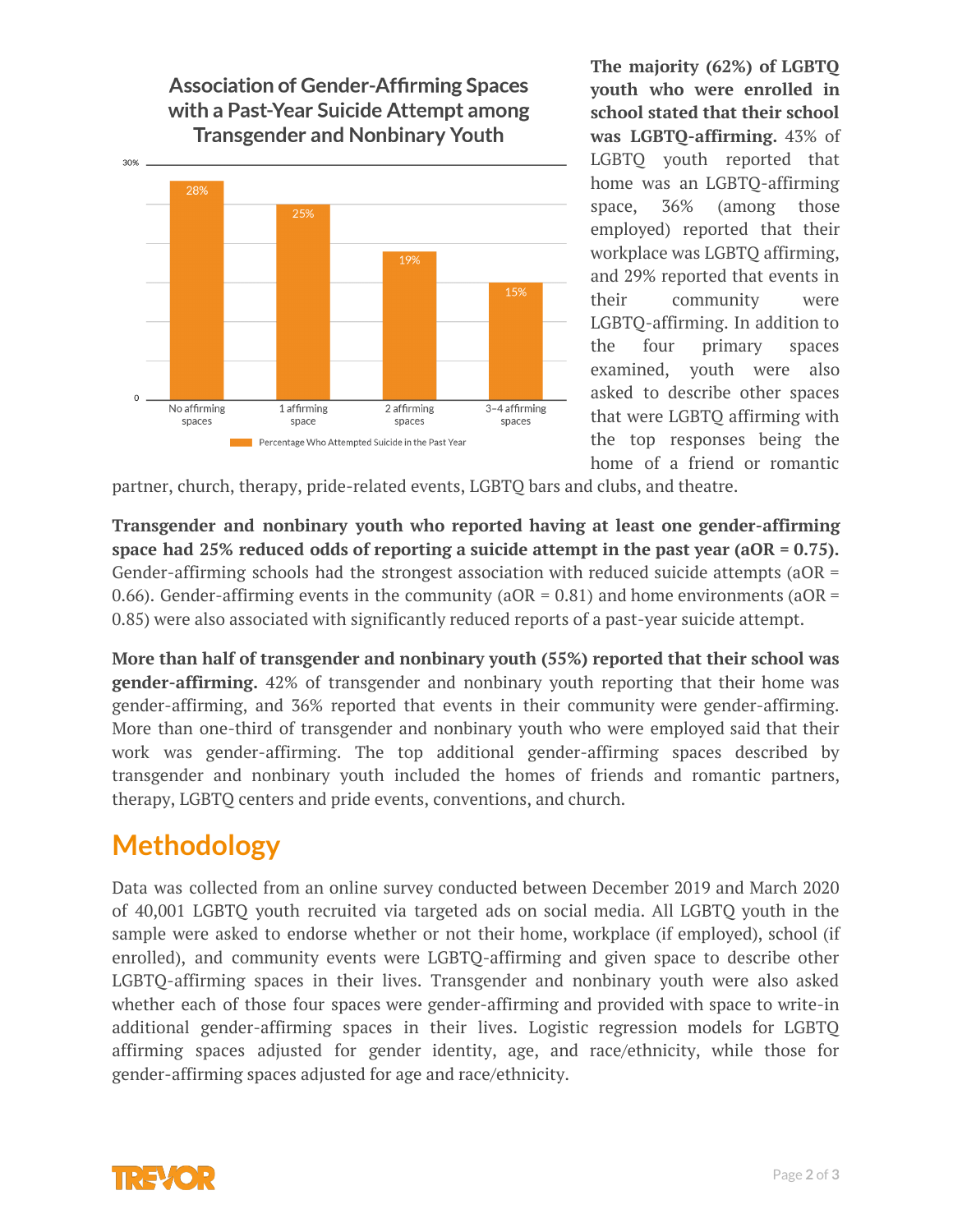**Association of Gender-Affirming Spaces with a Past-Year Suicide Attempt among Transgender and Nonbinary Youth**

| | Percentage Who Attempted Suicide in the Past Year |
|---|---|
| No affirming spaces | 28% |
| 1 affirming space | 25% |
| 2 affirming spaces | 19% |
| 3–4 affirming spaces | 15% |

**The majority (62%) of LGBTQ youth who were enrolled in school stated that their school was LGBTQ-affirming.** 43% of LGBTQ youth reported that home was an LGBTQ-affirming space, 36% (among those employed) reported that their workplace was LGBTQ affirming, and 29% reported that events in their community were LGBTQ-affirming. In addition to the four primary spaces examined, youth were also asked to describe other spaces that were LGBTQ affirming with the top responses being the home of a friend or romantic partner, church, therapy, pride-related events, LGBTQ bars and clubs, and theatre.

**Transgender and nonbinary youth who reported having at least one gender-affirming space had 25% reduced odds of reporting a suicide attempt in the past year (aOR = 0.75).** Gender-affirming schools had the strongest association with reduced suicide attempts (aOR = 0.66). Gender-affirming events in the community (aOR = 0.81) and home environments (aOR = 0.85) were also associated with significantly reduced reports of a past-year suicide attempt.

**More than half of transgender and nonbinary youth (55%) reported that their school was gender-affirming.** 42% of transgender and nonbinary youth reporting that their home was gender-affirming, and 36% reported that events in their community were gender-affirming. More than one-third of transgender and nonbinary youth who were employed said that their work was gender-affirming. The top additional gender-affirming spaces described by transgender and nonbinary youth included the homes of friends and romantic partners, therapy, LGBTQ centers and pride events, conventions, and church.

## Methodology

Data was collected from an online survey conducted between December 2019 and March 2020 of 40,001 LGBTQ youth recruited via targeted ads on social media. All LGBTQ youth in the sample were asked to endorse whether or not their home, workplace (if employed), school (if enrolled), and community events were LGBTQ-affirming and given space to describe other LGBTQ-affirming spaces in their lives. Transgender and nonbinary youth were also asked whether each of those four spaces were gender-affirming and provided with space to write-in additional gender-affirming spaces in their lives. Logistic regression models for LGBTQ affirming spaces adjusted for gender identity, age, and race/ethnicity, while those for gender-affirming spaces adjusted for age and race/ethnicity.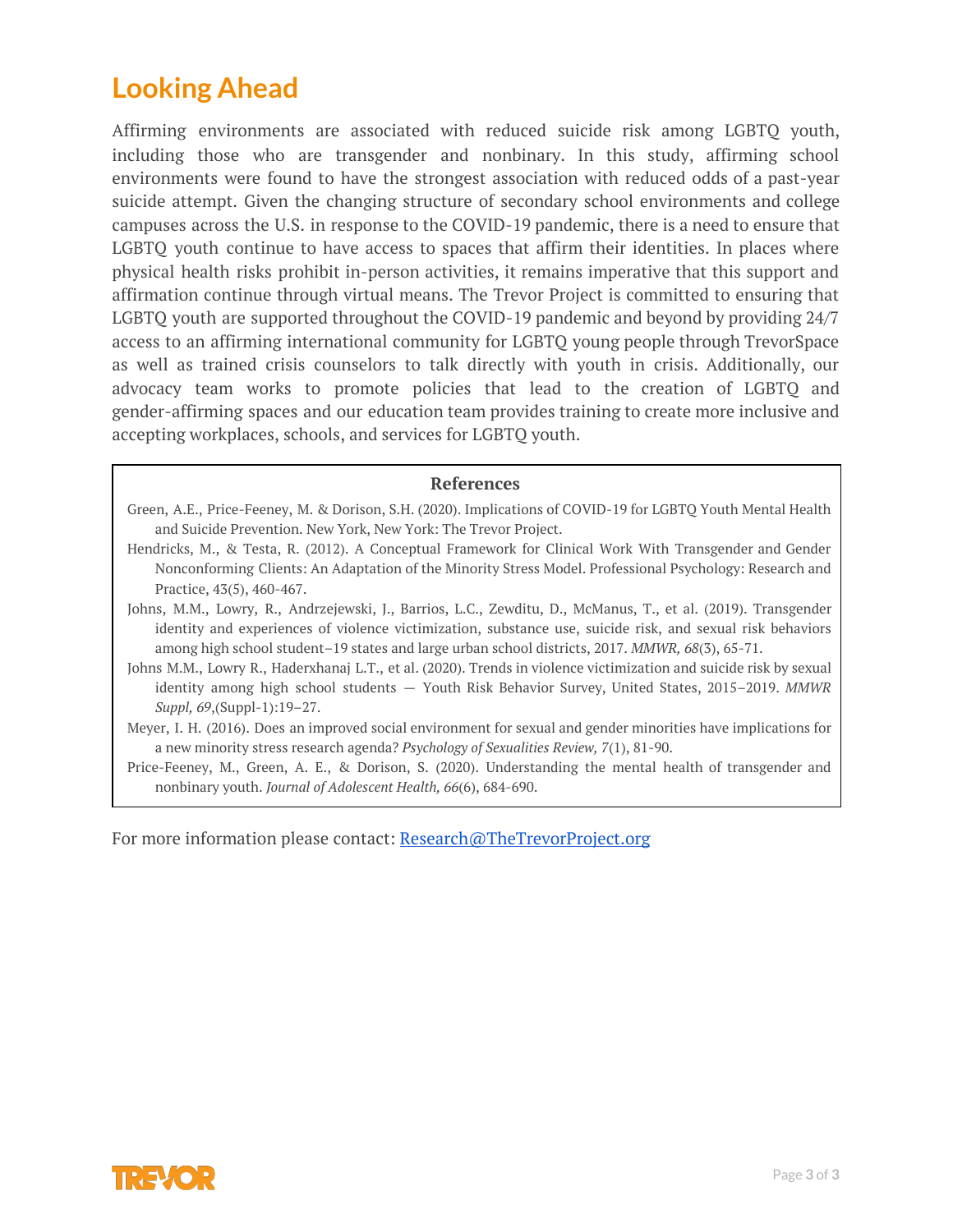## Looking Ahead

Affirming environments are associated with reduced suicide risk among LGBTQ youth, including those who are transgender and nonbinary. In this study, affirming school environments were found to have the strongest association with reduced odds of a past-year suicide attempt. Given the changing structure of secondary school environments and college campuses across the U.S. in response to the COVID-19 pandemic, there is a need to ensure that LGBTQ youth continue to have access to spaces that affirm their identities. In places where physical health risks prohibit in-person activities, it remains imperative that this support and affirmation continue through virtual means. The Trevor Project is committed to ensuring that LGBTQ youth are supported throughout the COVID-19 pandemic and beyond by providing 24/7 access to an affirming international community for LGBTQ young people through TrevorSpace as well as trained crisis counselors to talk directly with youth in crisis. Additionally, our advocacy team works to promote policies that lead to the creation of LGBTQ and gender-affirming spaces and our education team provides training to create more inclusive and accepting workplaces, schools, and services for LGBTQ youth.

**References**

Green, A.E., Price-Feeney, M. & Dorison, S.H. (2020). Implications of COVID-19 for LGBTQ Youth Mental Health and Suicide Prevention. New York, New York: The Trevor Project.

Hendricks, M., & Testa, R. (2012). A Conceptual Framework for Clinical Work With Transgender and Gender Nonconforming Clients: An Adaptation of the Minority Stress Model. Professional Psychology: Research and Practice, 43(5), 460-467.

Johns, M.M., Lowry, R., Andrzejewski, J., Barrios, L.C., Zewditu, D., McManus, T., et al. (2019). Transgender identity and experiences of violence victimization, substance use, suicide risk, and sexual risk behaviors among high school student–19 states and large urban school districts, 2017. *MMWR, 68*(3), 65-71.

Johns M.M., Lowry R., Haderxhanaj L.T., et al. (2020). Trends in violence victimization and suicide risk by sexual identity among high school students — Youth Risk Behavior Survey, United States, 2015–2019. *MMWR Suppl, 69*,(Suppl-1):19–27.

Meyer, I. H. (2016). Does an improved social environment for sexual and gender minorities have implications for a new minority stress research agenda? *Psychology of Sexualities Review, 7*(1), 81-90.

Price-Feeney, M., Green, A. E., & Dorison, S. (2020). Understanding the mental health of transgender and nonbinary youth. *Journal of Adolescent Health, 66*(6), 684-690.

For more information please contact: [Research@TheTrevorProject.org](mailto:Research@TheTrevorProject.org)